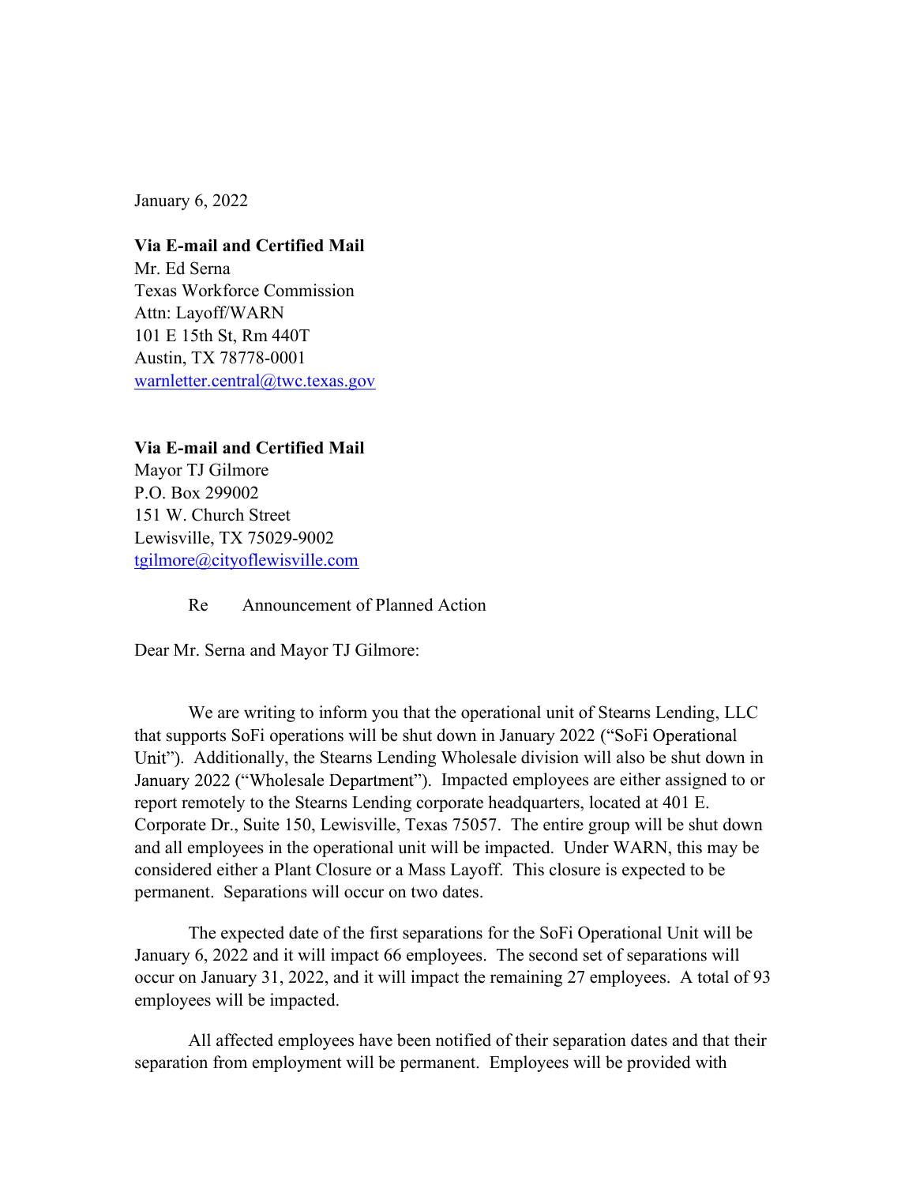January 6, 2022

**Via E-mail and Certified Mail**
Mr. Ed Serna
Texas Workforce Commission
Attn: Layoff/WARN
101 E 15th St, Rm 440T
Austin, TX 78778-0001
warnletter.central@twc.texas.gov

**Via E-mail and Certified Mail**
Mayor TJ Gilmore
P.O. Box 299002
151 W. Church Street
Lewisville, TX 75029-9002
tgilmore@cityoflewisville.com

Re Announcement of Planned Action

Dear Mr. Serna and Mayor TJ Gilmore:

We are writing to inform you that the operational unit of Stearns Lending, LLC that supports SoFi operations will be shut down in January 2022 ("SoFi Operational Unit"). Additionally, the Stearns Lending Wholesale division will also be shut down in January 2022 ("Wholesale Department"). Impacted employees are either assigned to or report remotely to the Stearns Lending corporate headquarters, located at 401 E. Corporate Dr., Suite 150, Lewisville, Texas 75057. The entire group will be shut down and all employees in the operational unit will be impacted. Under WARN, this may be considered either a Plant Closure or a Mass Layoff. This closure is expected to be permanent. Separations will occur on two dates.

The expected date of the first separations for the SoFi Operational Unit will be January 6, 2022 and it will impact 66 employees. The second set of separations will occur on January 31, 2022, and it will impact the remaining 27 employees. A total of 93 employees will be impacted.

All affected employees have been notified of their separation dates and that their separation from employment will be permanent. Employees will be provided with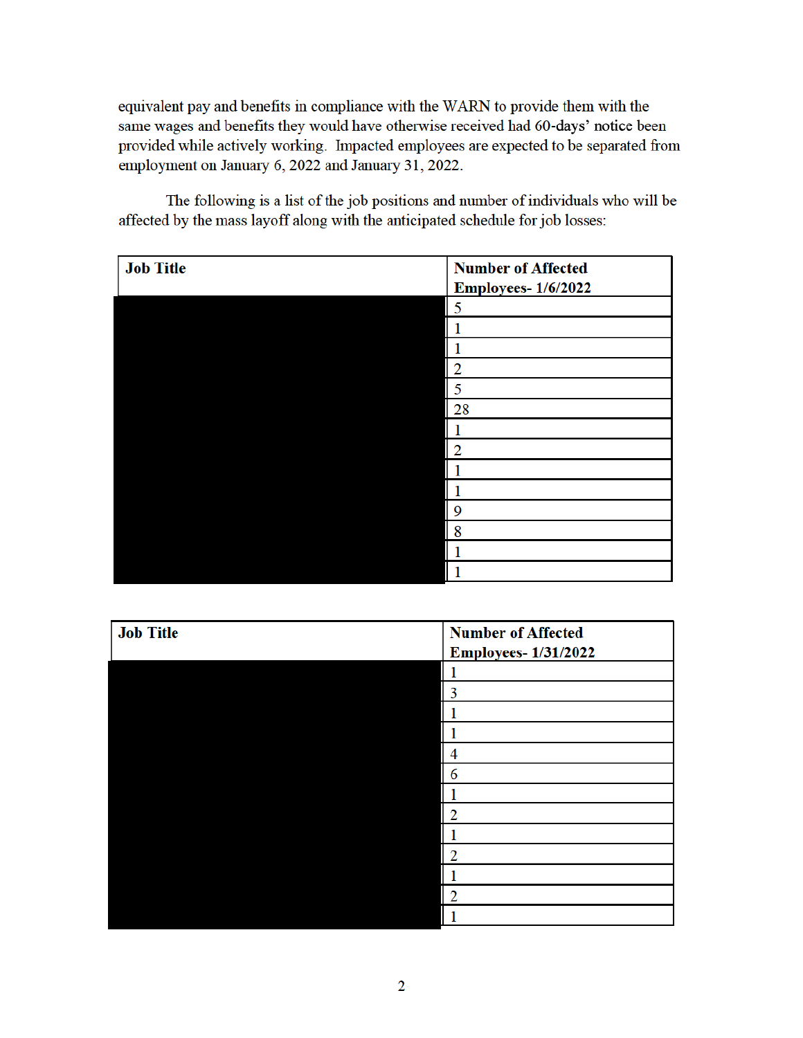equivalent pay and benefits in compliance with the WARN to provide them with the same wages and benefits they would have otherwise received had 60-days' notice been provided while actively working. Impacted employees are expected to be separated from employment on January 6, 2022 and January 31, 2022.

The following is a list of the job positions and number of individuals who will be affected by the mass layoff along with the anticipated schedule for job losses:

| Job Title | Number of Affected Employees- 1/6/2022 |
|---|---|
| | 5 |
| | 1 |
| | 1 |
| | 2 |
| | 5 |
| | 28 |
| | 1 |
| | 2 |
| | 1 |
| | 1 |
| | 9 |
| | 8 |
| | 1 |
| | 1 |

| Job Title | Number of Affected Employees- 1/31/2022 |
|---|---|
| | 1 |
| | 3 |
| | 1 |
| | 1 |
| | 4 |
| | 6 |
| | 1 |
| | 2 |
| | 1 |
| | 2 |
| | 1 |
| | 2 |
| | 1 |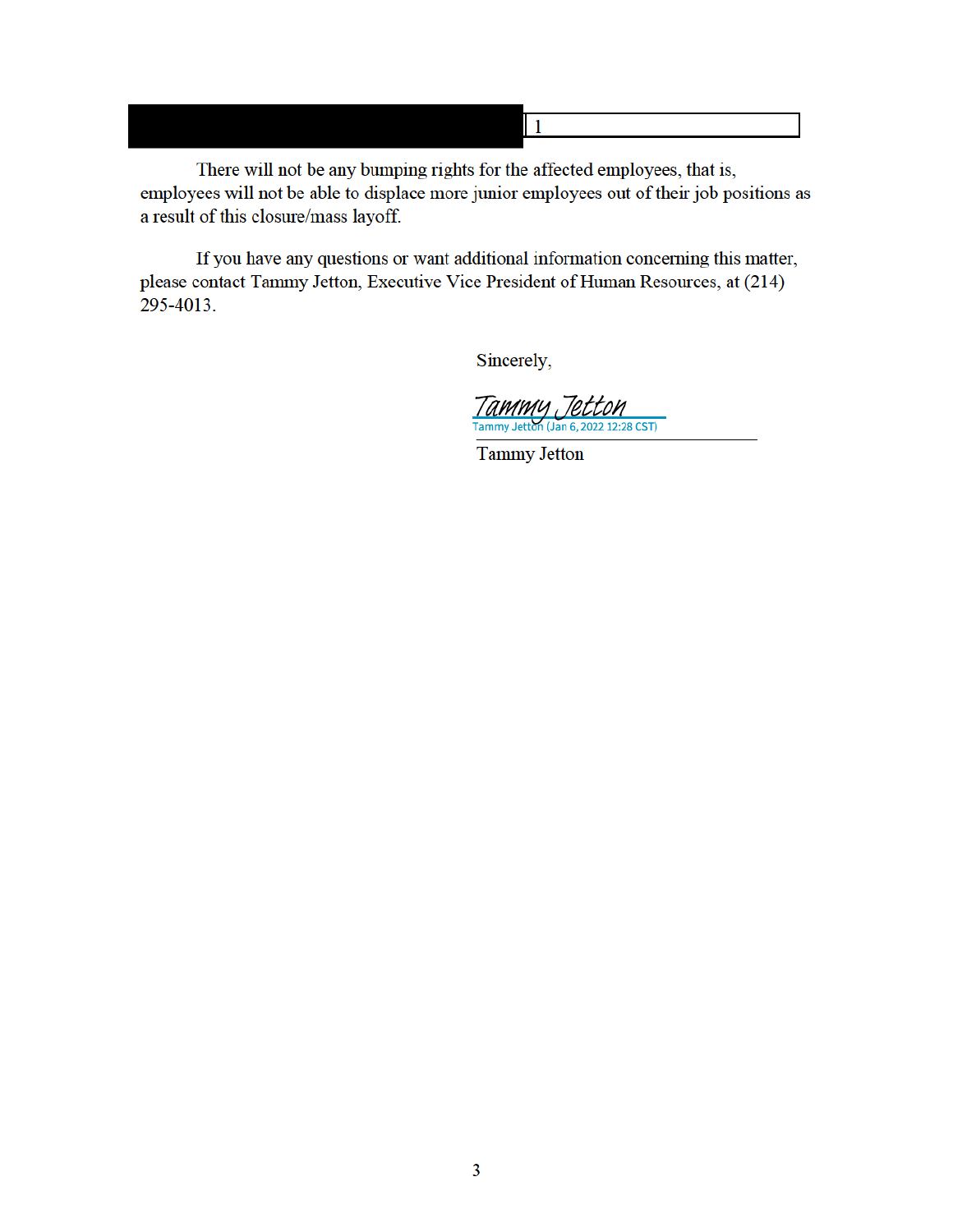| | |
|---|---|
| | 1 |

There will not be any bumping rights for the affected employees, that is, employees will not be able to displace more junior employees out of their job positions as a result of this closure/mass layoff.

If you have any questions or want additional information concerning this matter, please contact Tammy Jetton, Executive Vice President of Human Resources, at (214) 295-4013.

Sincerely,

Tammy Jetton
Tammy Jetton (Jan 6, 2022 12:28 CST)

Tammy Jetton